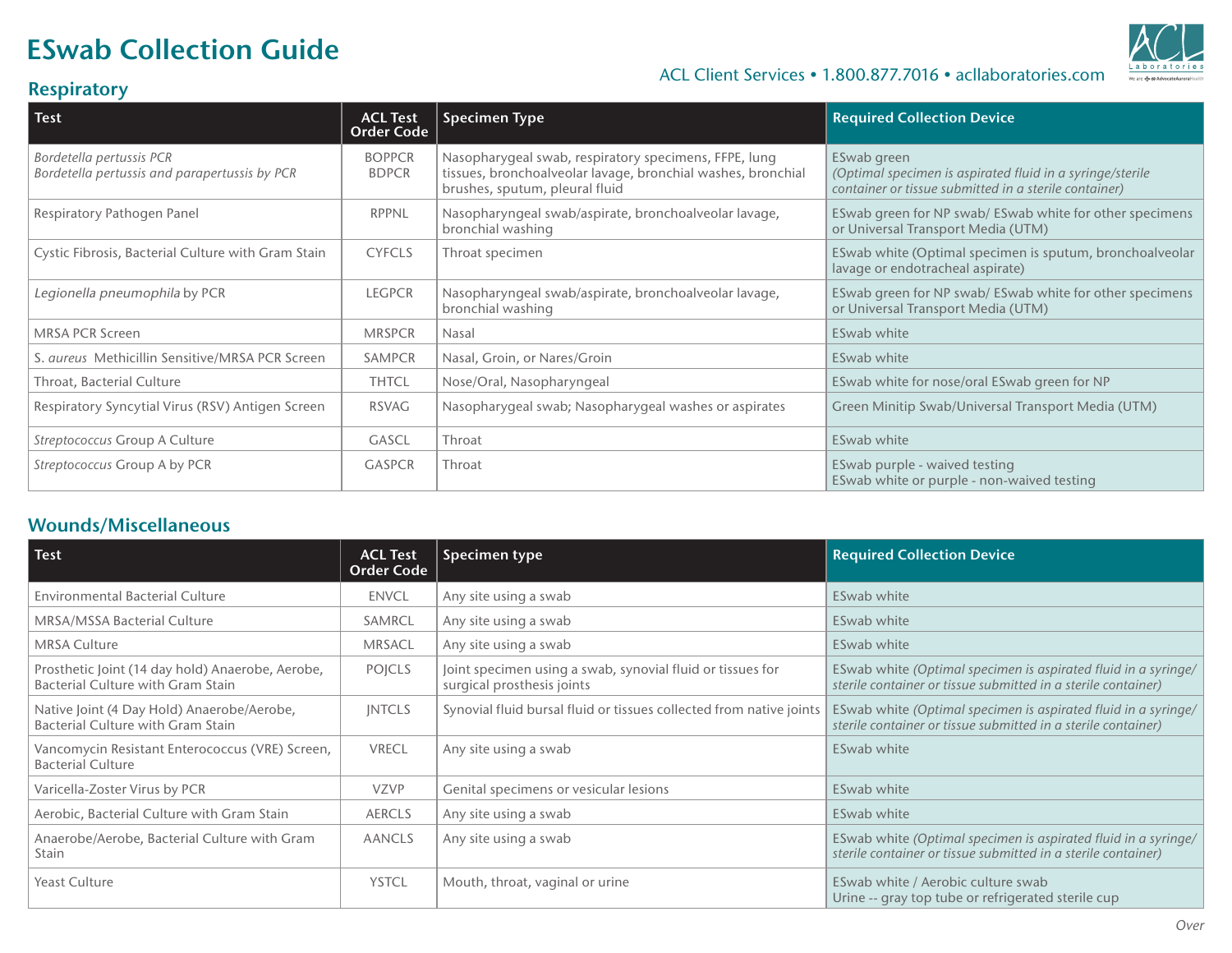# ESwab Collection Guide

ACL Client Services • 1.800.877.7016 • acllaboratories.com

## Respiratory

| Test | ACL Test Order Code | Specimen Type | Required Collection Device |
|---|---|---|---|
| *Bordetella pertussis PCR*<br>*Bordetella pertussis and parapertussis by PCR* | BOPPCR<br>BDPCR | Nasopharygeal swab, respiratory specimens, FFPE, lung tissues, bronchoalveolar lavage, bronchial washes, bronchial brushes, sputum, pleural fluid | ESwab green<br>*(Optimal specimen is aspirated fluid in a syringe/sterile container or tissue submitted in a sterile container)* |
| Respiratory Pathogen Panel | RPPNL | Nasopharyngeal swab/aspirate, bronchoalveolar lavage, bronchial washing | ESwab green for NP swab/ ESwab white for other specimens or Universal Transport Media (UTM) |
| Cystic Fibrosis, Bacterial Culture with Gram Stain | CYFCLS | Throat specimen | ESwab white (Optimal specimen is sputum, bronchoalveolar lavage or endotracheal aspirate) |
| *Legionella pneumophila* by PCR | LEGPCR | Nasopharyngeal swab/aspirate, bronchoalveolar lavage, bronchial washing | ESwab green for NP swab/ ESwab white for other specimens or Universal Transport Media (UTM) |
| MRSA PCR Screen | MRSPCR | Nasal | ESwab white |
| *S. aureus* Methicillin Sensitive/MRSA PCR Screen | SAMPCR | Nasal, Groin, or Nares/Groin | ESwab white |
| Throat, Bacterial Culture | THTCL | Nose/Oral, Nasopharyngeal | ESwab white for nose/oral ESwab green for NP |
| Respiratory Syncytial Virus (RSV) Antigen Screen | RSVAG | Nasopharygeal swab; Nasopharygeal washes or aspirates | Green Minitip Swab/Universal Transport Media (UTM) |
| *Streptococcus* Group A Culture | GASCL | Throat | ESwab white |
| *Streptococcus* Group A by PCR | GASPCR | Throat | ESwab purple - waived testing<br>ESwab white or purple - non-waived testing |

## Wounds/Miscellaneous

| Test | ACL Test Order Code | Specimen type | Required Collection Device |
|---|---|---|---|
| Environmental Bacterial Culture | ENVCL | Any site using a swab | ESwab white |
| MRSA/MSSA Bacterial Culture | SAMRCL | Any site using a swab | ESwab white |
| MRSA Culture | MRSACL | Any site using a swab | ESwab white |
| Prosthetic Joint (14 day hold) Anaerobe, Aerobe, Bacterial Culture with Gram Stain | POJCLS | Joint specimen using a swab, synovial fluid or tissues for surgical prosthesis joints | ESwab white *(Optimal specimen is aspirated fluid in a syringe/ sterile container or tissue submitted in a sterile container)* |
| Native Joint (4 Day Hold) Anaerobe/Aerobe, Bacterial Culture with Gram Stain | JNTCLS | Synovial fluid bursal fluid or tissues collected from native joints | ESwab white *(Optimal specimen is aspirated fluid in a syringe/ sterile container or tissue submitted in a sterile container)* |
| Vancomycin Resistant Enterococcus (VRE) Screen, Bacterial Culture | VRECL | Any site using a swab | ESwab white |
| Varicella-Zoster Virus by PCR | VZVP | Genital specimens or vesicular lesions | ESwab white |
| Aerobic, Bacterial Culture with Gram Stain | AERCLS | Any site using a swab | ESwab white |
| Anaerobe/Aerobe, Bacterial Culture with Gram Stain | AANCLS | Any site using a swab | ESwab white *(Optimal specimen is aspirated fluid in a syringe/ sterile container or tissue submitted in a sterile container)* |
| Yeast Culture | YSTCL | Mouth, throat, vaginal or urine | ESwab white / Aerobic culture swab<br>Urine -- gray top tube or refrigerated sterile cup |

*Over*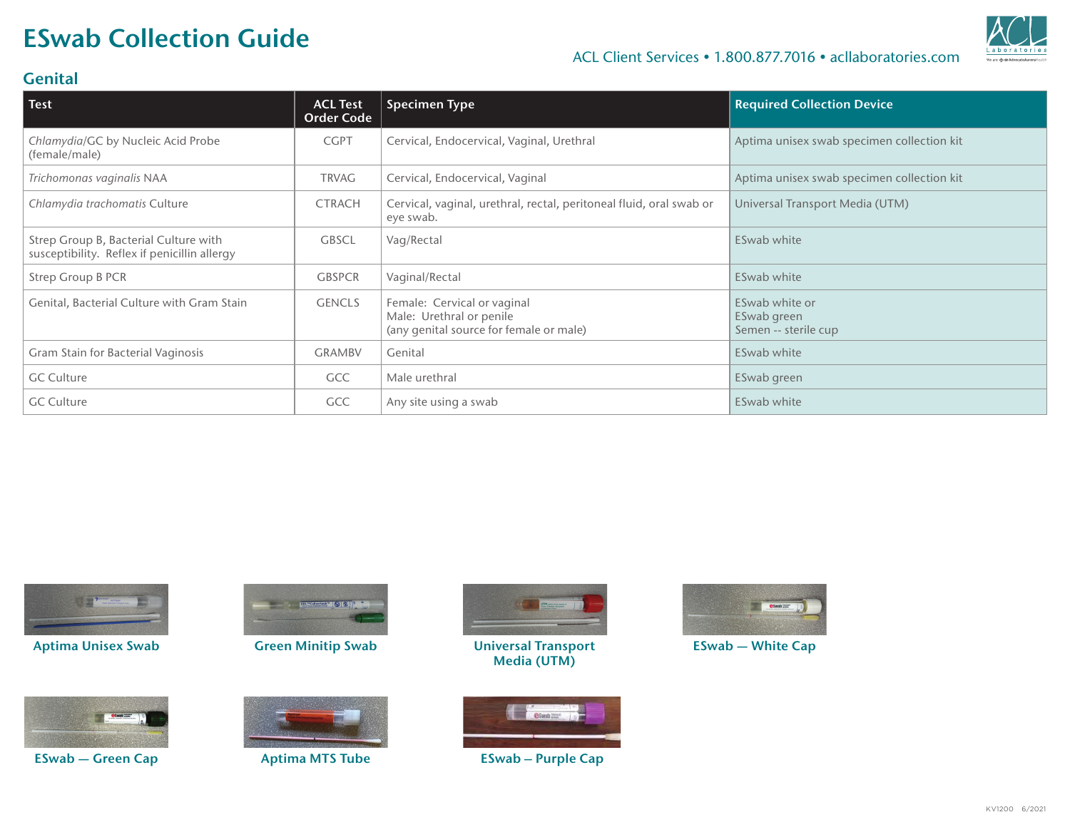# ESwab Collection Guide

ACL Client Services • 1.800.877.7016 • acllaboratories.com

## Genital

| Test | ACL Test Order Code | Specimen Type | Required Collection Device |
|---|---|---|---|
| *Chlamydia*/GC by Nucleic Acid Probe (female/male) | CGPT | Cervical, Endocervical, Vaginal, Urethral | Aptima unisex swab specimen collection kit |
| *Trichomonas vaginalis* NAA | TRVAG | Cervical, Endocervical, Vaginal | Aptima unisex swab specimen collection kit |
| *Chlamydia trachomatis* Culture | CTRACH | Cervical, vaginal, urethral, rectal, peritoneal fluid, oral swab or eye swab. | Universal Transport Media (UTM) |
| Strep Group B, Bacterial Culture with susceptibility. Reflex if penicillin allergy | GBSCL | Vag/Rectal | ESwab white |
| Strep Group B PCR | GBSPCR | Vaginal/Rectal | ESwab white |
| Genital, Bacterial Culture with Gram Stain | GENCLS | Female: Cervical or vaginal<br>Male: Urethral or penile<br>(any genital source for female or male) | ESwab white or<br>ESwab green<br>Semen -- sterile cup |
| Gram Stain for Bacterial Vaginosis | GRAMBV | Genital | ESwab white |
| GC Culture | GCC | Male urethral | ESwab green |
| GC Culture | GCC | Any site using a swab | ESwab white |

Aptima Unisex Swab

Green Minitip Swab

Universal Transport Media (UTM)

ESwab — White Cap

ESwab — Green Cap

Aptima MTS Tube

ESwab – Purple Cap

KV1200 6/2021